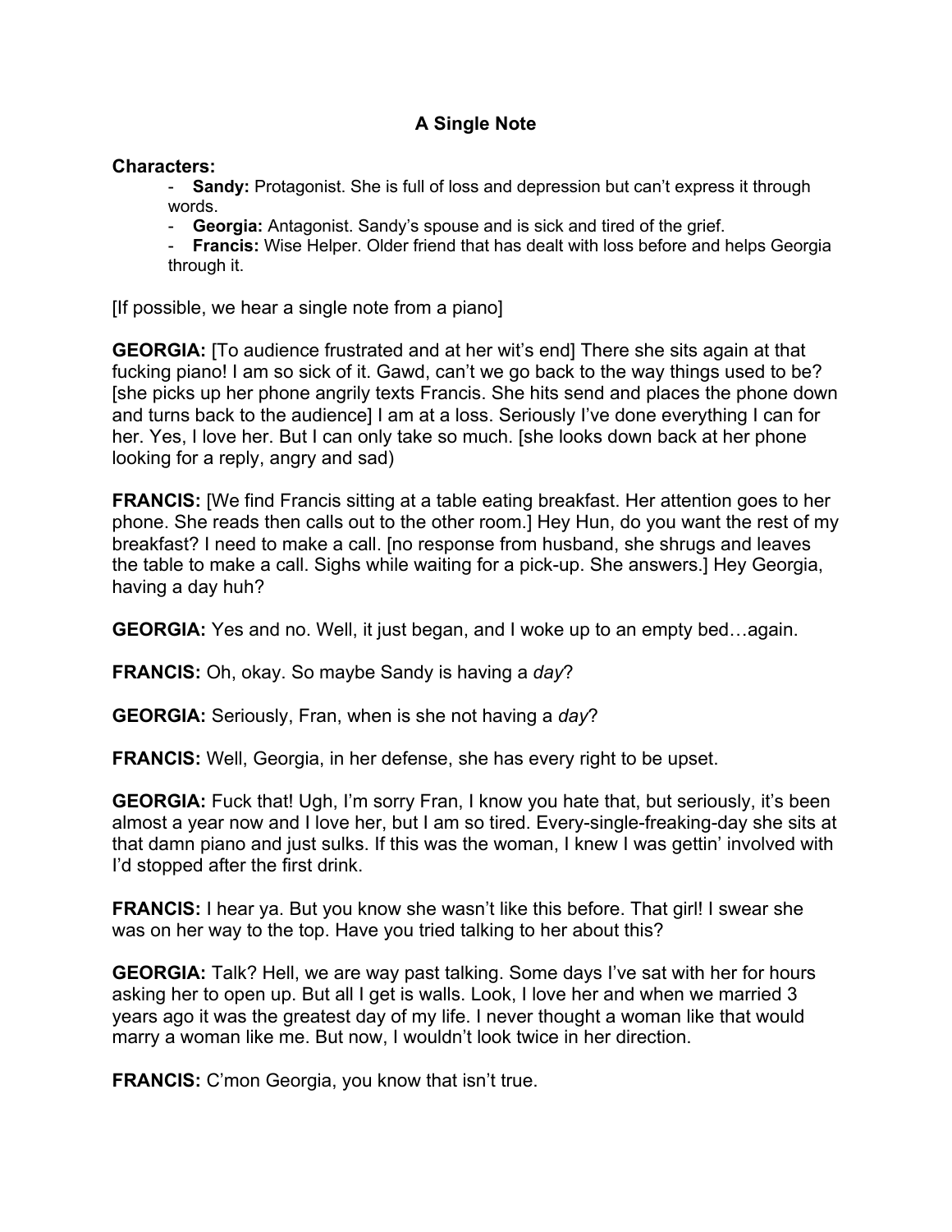# A Single Note

**Characters:**

- **Sandy:** Protagonist. She is full of loss and depression but can't express it through words.
- **Georgia:** Antagonist. Sandy's spouse and is sick and tired of the grief.
- **Francis:** Wise Helper. Older friend that has dealt with loss before and helps Georgia through it.

[If possible, we hear a single note from a piano]

**GEORGIA:** [To audience frustrated and at her wit's end] There she sits again at that fucking piano! I am so sick of it. Gawd, can't we go back to the way things used to be? [she picks up her phone angrily texts Francis. She hits send and places the phone down and turns back to the audience] I am at a loss. Seriously I've done everything I can for her. Yes, I love her. But I can only take so much. [she looks down back at her phone looking for a reply, angry and sad)

**FRANCIS:** [We find Francis sitting at a table eating breakfast. Her attention goes to her phone. She reads then calls out to the other room.] Hey Hun, do you want the rest of my breakfast? I need to make a call. [no response from husband, she shrugs and leaves the table to make a call. Sighs while waiting for a pick-up. She answers.] Hey Georgia, having a day huh?

**GEORGIA:** Yes and no. Well, it just began, and I woke up to an empty bed…again.

**FRANCIS:** Oh, okay. So maybe Sandy is having a *day*?

**GEORGIA:** Seriously, Fran, when is she not having a *day*?

**FRANCIS:** Well, Georgia, in her defense, she has every right to be upset.

**GEORGIA:** Fuck that! Ugh, I'm sorry Fran, I know you hate that, but seriously, it's been almost a year now and I love her, but I am so tired. Every-single-freaking-day she sits at that damn piano and just sulks. If this was the woman, I knew I was gettin' involved with I'd stopped after the first drink.

**FRANCIS:** I hear ya. But you know she wasn't like this before. That girl! I swear she was on her way to the top. Have you tried talking to her about this?

**GEORGIA:** Talk? Hell, we are way past talking. Some days I've sat with her for hours asking her to open up. But all I get is walls. Look, I love her and when we married 3 years ago it was the greatest day of my life. I never thought a woman like that would marry a woman like me. But now, I wouldn't look twice in her direction.

**FRANCIS:** C'mon Georgia, you know that isn't true.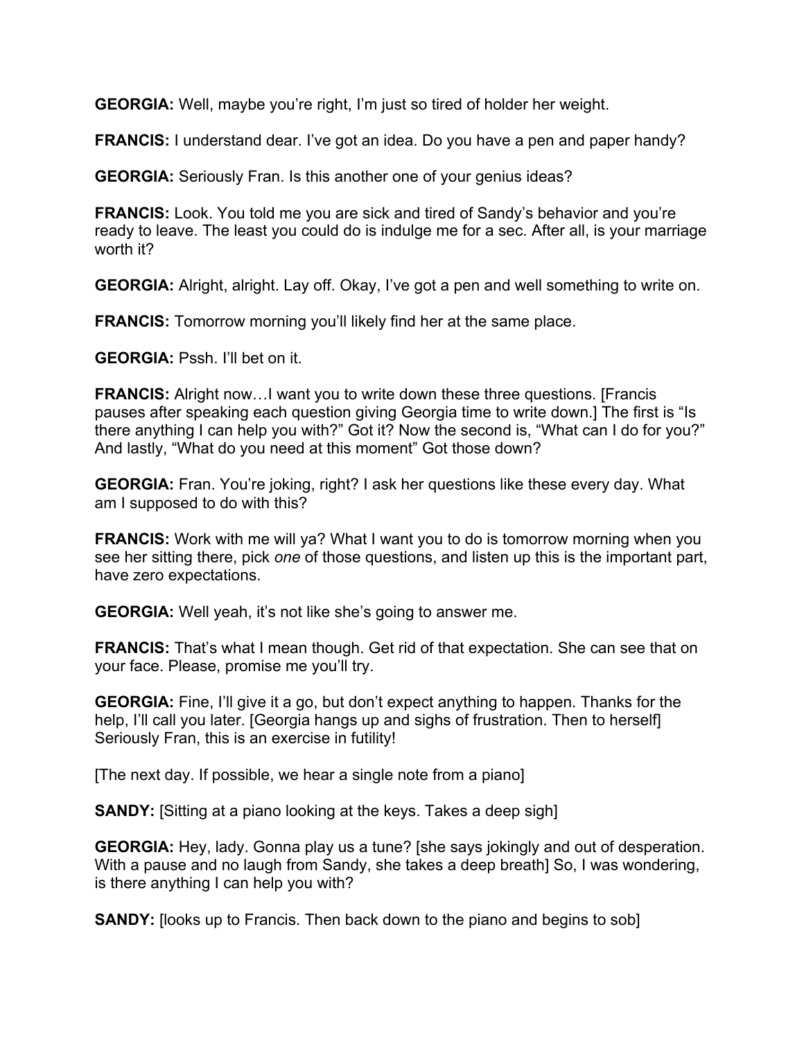**GEORGIA:** Well, maybe you're right, I'm just so tired of holder her weight.

**FRANCIS:** I understand dear. I've got an idea. Do you have a pen and paper handy?

**GEORGIA:** Seriously Fran. Is this another one of your genius ideas?

**FRANCIS:** Look. You told me you are sick and tired of Sandy's behavior and you're ready to leave. The least you could do is indulge me for a sec. After all, is your marriage worth it?

**GEORGIA:** Alright, alright. Lay off. Okay, I've got a pen and well something to write on.

**FRANCIS:** Tomorrow morning you'll likely find her at the same place.

**GEORGIA:** Pssh. I'll bet on it.

**FRANCIS:** Alright now…I want you to write down these three questions. [Francis pauses after speaking each question giving Georgia time to write down.] The first is "Is there anything I can help you with?" Got it? Now the second is, "What can I do for you?" And lastly, "What do you need at this moment" Got those down?

**GEORGIA:** Fran. You're joking, right? I ask her questions like these every day. What am I supposed to do with this?

**FRANCIS:** Work with me will ya? What I want you to do is tomorrow morning when you see her sitting there, pick *one* of those questions, and listen up this is the important part, have zero expectations.

**GEORGIA:** Well yeah, it's not like she's going to answer me.

**FRANCIS:** That's what I mean though. Get rid of that expectation. She can see that on your face. Please, promise me you'll try.

**GEORGIA:** Fine, I'll give it a go, but don't expect anything to happen. Thanks for the help, I'll call you later. [Georgia hangs up and sighs of frustration. Then to herself] Seriously Fran, this is an exercise in futility!

[The next day. If possible, we hear a single note from a piano]

**SANDY:** [Sitting at a piano looking at the keys. Takes a deep sigh]

**GEORGIA:** Hey, lady. Gonna play us a tune? [she says jokingly and out of desperation. With a pause and no laugh from Sandy, she takes a deep breath] So, I was wondering, is there anything I can help you with?

**SANDY:** [looks up to Francis. Then back down to the piano and begins to sob]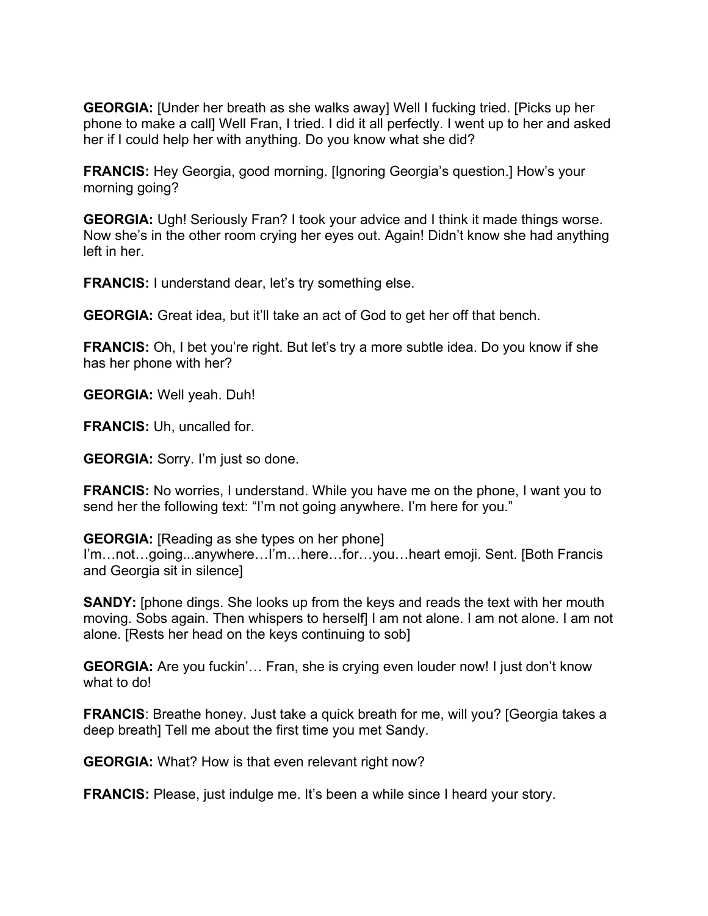**GEORGIA:** [Under her breath as she walks away] Well I fucking tried. [Picks up her phone to make a call] Well Fran, I tried. I did it all perfectly. I went up to her and asked her if I could help her with anything. Do you know what she did?

**FRANCIS:** Hey Georgia, good morning. [Ignoring Georgia's question.] How's your morning going?

**GEORGIA:** Ugh! Seriously Fran? I took your advice and I think it made things worse. Now she's in the other room crying her eyes out. Again! Didn't know she had anything left in her.

**FRANCIS:** I understand dear, let's try something else.

**GEORGIA:** Great idea, but it'll take an act of God to get her off that bench.

**FRANCIS:** Oh, I bet you're right. But let's try a more subtle idea. Do you know if she has her phone with her?

**GEORGIA:** Well yeah. Duh!

**FRANCIS:** Uh, uncalled for.

**GEORGIA:** Sorry. I'm just so done.

**FRANCIS:** No worries, I understand. While you have me on the phone, I want you to send her the following text: "I'm not going anywhere. I'm here for you."

**GEORGIA:** [Reading as she types on her phone] I'm…not…going...anywhere…I'm…here…for…you…heart emoji. Sent. [Both Francis and Georgia sit in silence]

**SANDY:** [phone dings. She looks up from the keys and reads the text with her mouth moving. Sobs again. Then whispers to herself] I am not alone. I am not alone. I am not alone. [Rests her head on the keys continuing to sob]

**GEORGIA:** Are you fuckin'… Fran, she is crying even louder now! I just don't know what to do!

**FRANCIS**: Breathe honey. Just take a quick breath for me, will you? [Georgia takes a deep breath] Tell me about the first time you met Sandy.

**GEORGIA:** What? How is that even relevant right now?

**FRANCIS:** Please, just indulge me. It's been a while since I heard your story.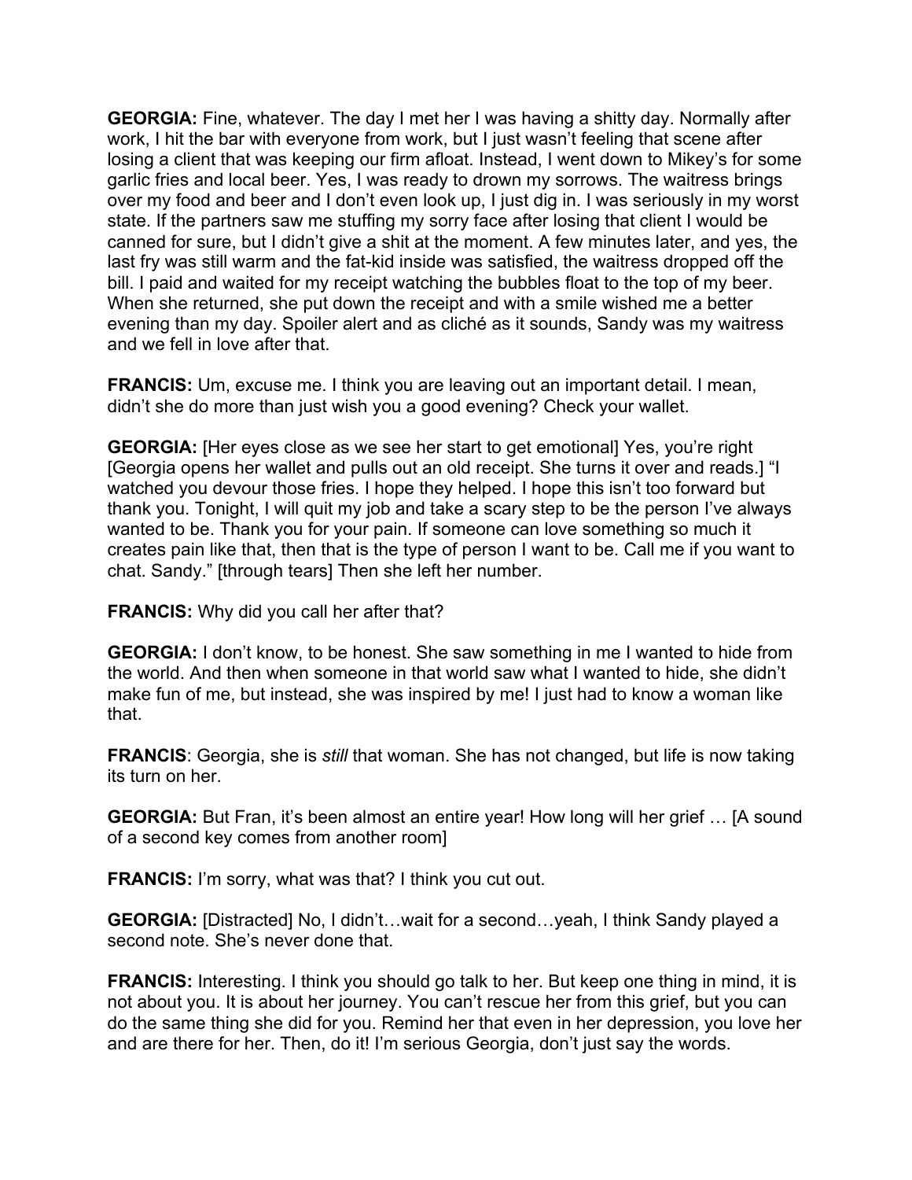**GEORGIA:** Fine, whatever. The day I met her I was having a shitty day. Normally after work, I hit the bar with everyone from work, but I just wasn't feeling that scene after losing a client that was keeping our firm afloat. Instead, I went down to Mikey's for some garlic fries and local beer. Yes, I was ready to drown my sorrows. The waitress brings over my food and beer and I don't even look up, I just dig in. I was seriously in my worst state. If the partners saw me stuffing my sorry face after losing that client I would be canned for sure, but I didn't give a shit at the moment. A few minutes later, and yes, the last fry was still warm and the fat-kid inside was satisfied, the waitress dropped off the bill. I paid and waited for my receipt watching the bubbles float to the top of my beer. When she returned, she put down the receipt and with a smile wished me a better evening than my day. Spoiler alert and as cliché as it sounds, Sandy was my waitress and we fell in love after that.

**FRANCIS:** Um, excuse me. I think you are leaving out an important detail. I mean, didn't she do more than just wish you a good evening? Check your wallet.

**GEORGIA:** [Her eyes close as we see her start to get emotional] Yes, you're right [Georgia opens her wallet and pulls out an old receipt. She turns it over and reads.] "I watched you devour those fries. I hope they helped. I hope this isn't too forward but thank you. Tonight, I will quit my job and take a scary step to be the person I've always wanted to be. Thank you for your pain. If someone can love something so much it creates pain like that, then that is the type of person I want to be. Call me if you want to chat. Sandy." [through tears] Then she left her number.

**FRANCIS:** Why did you call her after that?

**GEORGIA:** I don't know, to be honest. She saw something in me I wanted to hide from the world. And then when someone in that world saw what I wanted to hide, she didn't make fun of me, but instead, she was inspired by me! I just had to know a woman like that.

**FRANCIS**: Georgia, she is *still* that woman. She has not changed, but life is now taking its turn on her.

**GEORGIA:** But Fran, it's been almost an entire year! How long will her grief … [A sound of a second key comes from another room]

**FRANCIS:** I'm sorry, what was that? I think you cut out.

**GEORGIA:** [Distracted] No, I didn't…wait for a second…yeah, I think Sandy played a second note. She's never done that.

**FRANCIS:** Interesting. I think you should go talk to her. But keep one thing in mind, it is not about you. It is about her journey. You can't rescue her from this grief, but you can do the same thing she did for you. Remind her that even in her depression, you love her and are there for her. Then, do it! I'm serious Georgia, don't just say the words.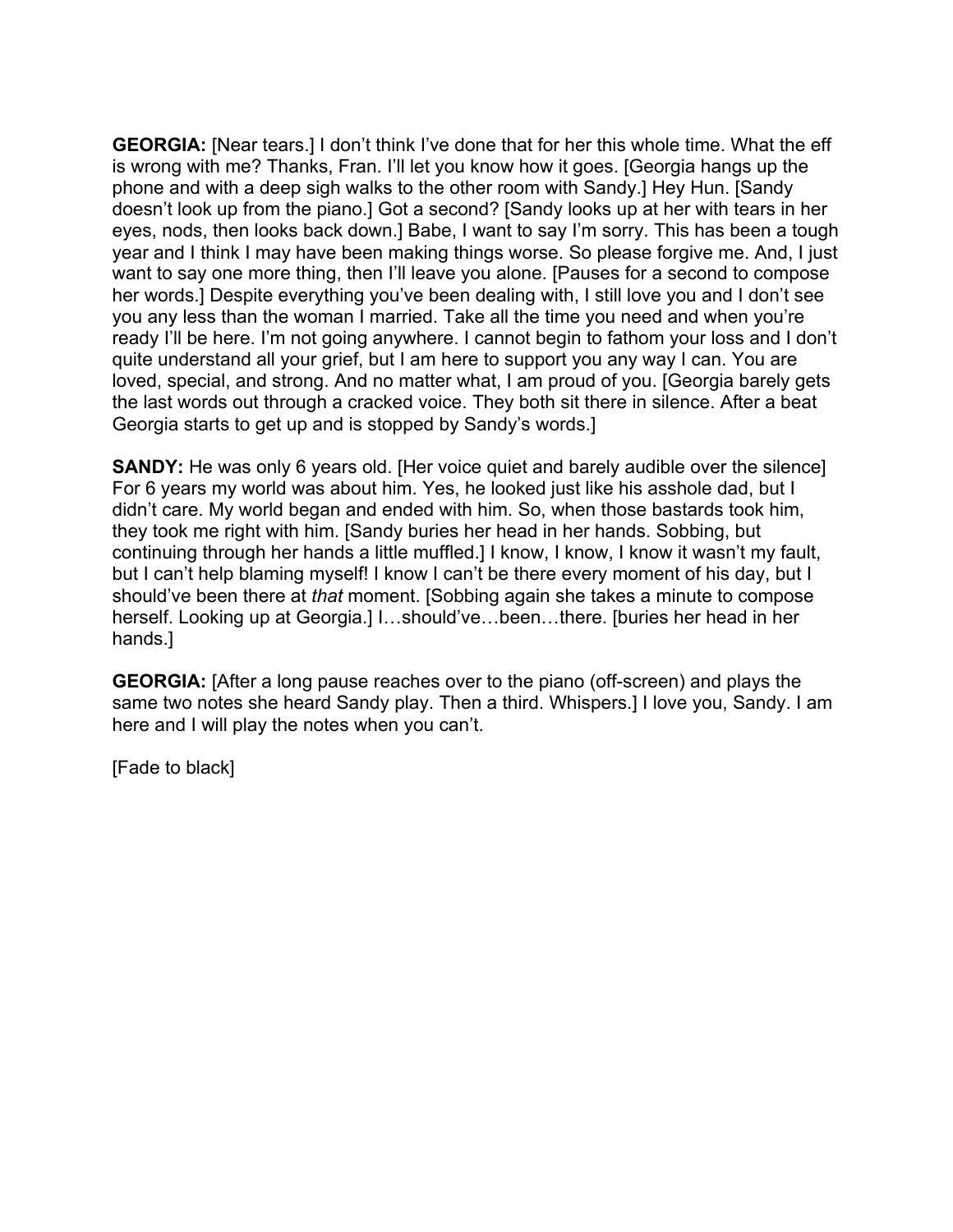**GEORGIA:** [Near tears.] I don't think I've done that for her this whole time. What the eff is wrong with me? Thanks, Fran. I'll let you know how it goes. [Georgia hangs up the phone and with a deep sigh walks to the other room with Sandy.] Hey Hun. [Sandy doesn't look up from the piano.] Got a second? [Sandy looks up at her with tears in her eyes, nods, then looks back down.] Babe, I want to say I'm sorry. This has been a tough year and I think I may have been making things worse. So please forgive me. And, I just want to say one more thing, then I'll leave you alone. [Pauses for a second to compose her words.] Despite everything you've been dealing with, I still love you and I don't see you any less than the woman I married. Take all the time you need and when you're ready I'll be here. I'm not going anywhere. I cannot begin to fathom your loss and I don't quite understand all your grief, but I am here to support you any way I can. You are loved, special, and strong. And no matter what, I am proud of you. [Georgia barely gets the last words out through a cracked voice. They both sit there in silence. After a beat Georgia starts to get up and is stopped by Sandy's words.]

**SANDY:** He was only 6 years old. [Her voice quiet and barely audible over the silence] For 6 years my world was about him. Yes, he looked just like his asshole dad, but I didn't care. My world began and ended with him. So, when those bastards took him, they took me right with him. [Sandy buries her head in her hands. Sobbing, but continuing through her hands a little muffled.] I know, I know, I know it wasn't my fault, but I can't help blaming myself! I know I can't be there every moment of his day, but I should've been there at *that* moment. [Sobbing again she takes a minute to compose herself. Looking up at Georgia.] I…should've…been…there. [buries her head in her hands.]

**GEORGIA:** [After a long pause reaches over to the piano (off-screen) and plays the same two notes she heard Sandy play. Then a third. Whispers.] I love you, Sandy. I am here and I will play the notes when you can't.

[Fade to black]